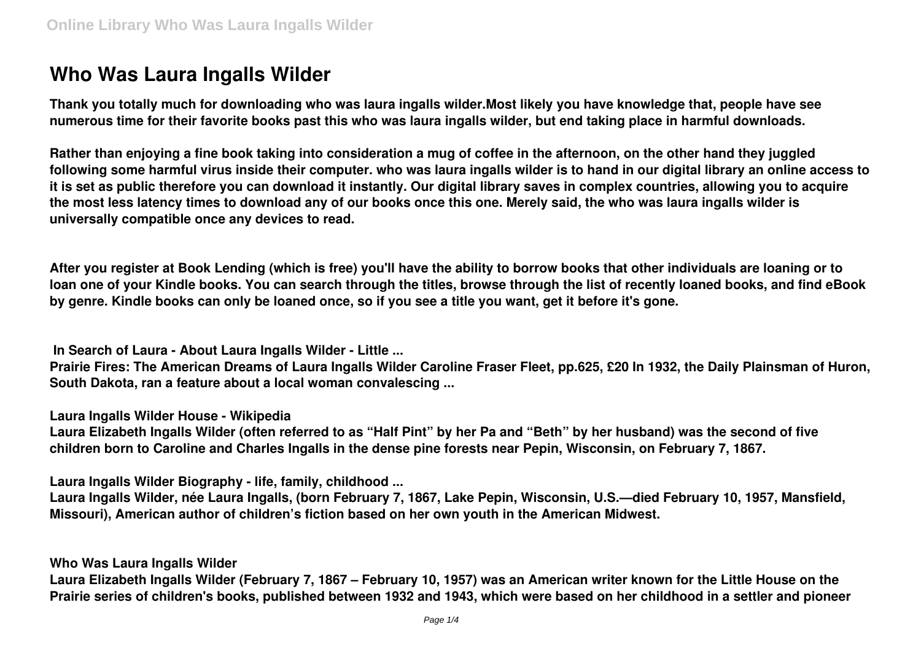# Who Was Laura Ingalls Wilder

**Thank you totally much for downloading who was laura ingalls wilder.Most likely you have knowledge that, people have see numerous time for their favorite books past this who was laura ingalls wilder, but end taking place in harmful downloads.**

**Rather than enjoying a fine book taking into consideration a mug of coffee in the afternoon, on the other hand they juggled following some harmful virus inside their computer. who was laura ingalls wilder is to hand in our digital library an online access to it is set as public therefore you can download it instantly. Our digital library saves in complex countries, allowing you to acquire the most less latency times to download any of our books once this one. Merely said, the who was laura ingalls wilder is universally compatible once any devices to read.**

**After you register at Book Lending (which is free) you'll have the ability to borrow books that other individuals are loaning or to loan one of your Kindle books. You can search through the titles, browse through the list of recently loaned books, and find eBook by genre. Kindle books can only be loaned once, so if you see a title you want, get it before it's gone.**

**In Search of Laura - About Laura Ingalls Wilder - Little ...**

**Prairie Fires: The American Dreams of Laura Ingalls Wilder Caroline Fraser Fleet, pp.625, £20 In 1932, the Daily Plainsman of Huron, South Dakota, ran a feature about a local woman convalescing ...**

**Laura Ingalls Wilder House - Wikipedia**

**Laura Elizabeth Ingalls Wilder (often referred to as "Half Pint" by her Pa and "Beth" by her husband) was the second of five children born to Caroline and Charles Ingalls in the dense pine forests near Pepin, Wisconsin, on February 7, 1867.**

**Laura Ingalls Wilder Biography - life, family, childhood ...**

**Laura Ingalls Wilder, née Laura Ingalls, (born February 7, 1867, Lake Pepin, Wisconsin, U.S.—died February 10, 1957, Mansfield, Missouri), American author of children's fiction based on her own youth in the American Midwest.**

**Who Was Laura Ingalls Wilder**

**Laura Elizabeth Ingalls Wilder (February 7, 1867 – February 10, 1957) was an American writer known for the Little House on the Prairie series of children's books, published between 1932 and 1943, which were based on her childhood in a settler and pioneer**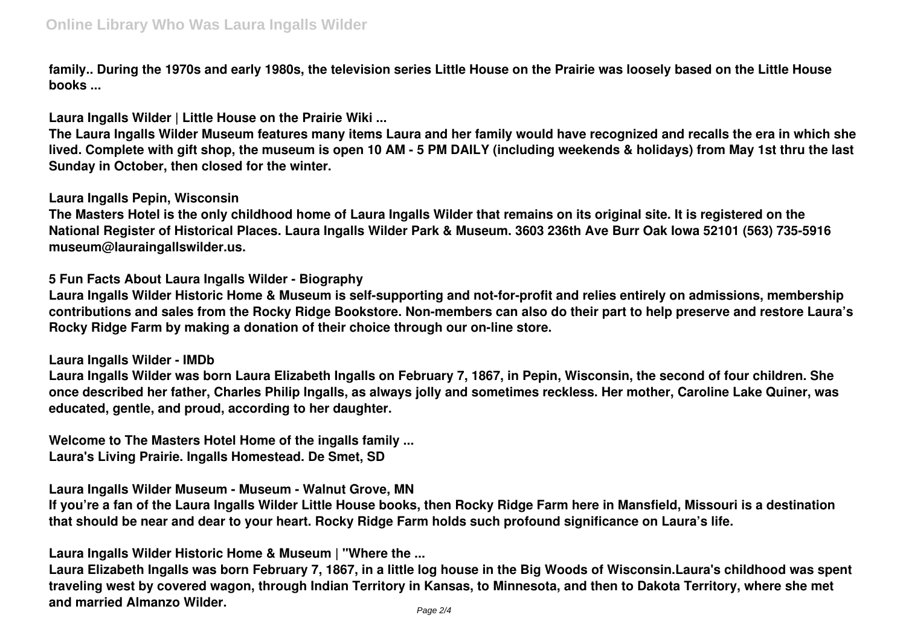**family.. During the 1970s and early 1980s, the television series Little House on the Prairie was loosely based on the Little House books ...**

**Laura Ingalls Wilder | Little House on the Prairie Wiki ...**

**The Laura Ingalls Wilder Museum features many items Laura and her family would have recognized and recalls the era in which she lived. Complete with gift shop, the museum is open 10 AM - 5 PM DAILY (including weekends & holidays) from May 1st thru the last Sunday in October, then closed for the winter.**

**Laura Ingalls Pepin, Wisconsin**

**The Masters Hotel is the only childhood home of Laura Ingalls Wilder that remains on its original site. It is registered on the National Register of Historical Places. Laura Ingalls Wilder Park & Museum. 3603 236th Ave Burr Oak Iowa 52101 (563) 735-5916 museum@lauraingallswilder.us.**

**5 Fun Facts About Laura Ingalls Wilder - Biography**

**Laura Ingalls Wilder Historic Home & Museum is self-supporting and not-for-profit and relies entirely on admissions, membership contributions and sales from the Rocky Ridge Bookstore. Non-members can also do their part to help preserve and restore Laura's Rocky Ridge Farm by making a donation of their choice through our on-line store.**

**Laura Ingalls Wilder - IMDb**

**Laura Ingalls Wilder was born Laura Elizabeth Ingalls on February 7, 1867, in Pepin, Wisconsin, the second of four children. She once described her father, Charles Philip Ingalls, as always jolly and sometimes reckless. Her mother, Caroline Lake Quiner, was educated, gentle, and proud, according to her daughter.**

**Welcome to The Masters Hotel Home of the ingalls family ...**
**Laura's Living Prairie. Ingalls Homestead. De Smet, SD**

**Laura Ingalls Wilder Museum - Museum - Walnut Grove, MN**

**If you're a fan of the Laura Ingalls Wilder Little House books, then Rocky Ridge Farm here in Mansfield, Missouri is a destination that should be near and dear to your heart. Rocky Ridge Farm holds such profound significance on Laura's life.**

**Laura Ingalls Wilder Historic Home & Museum | "Where the ...**

**Laura Elizabeth Ingalls was born February 7, 1867, in a little log house in the Big Woods of Wisconsin.Laura's childhood was spent traveling west by covered wagon, through Indian Territory in Kansas, to Minnesota, and then to Dakota Territory, where she met and married Almanzo Wilder.**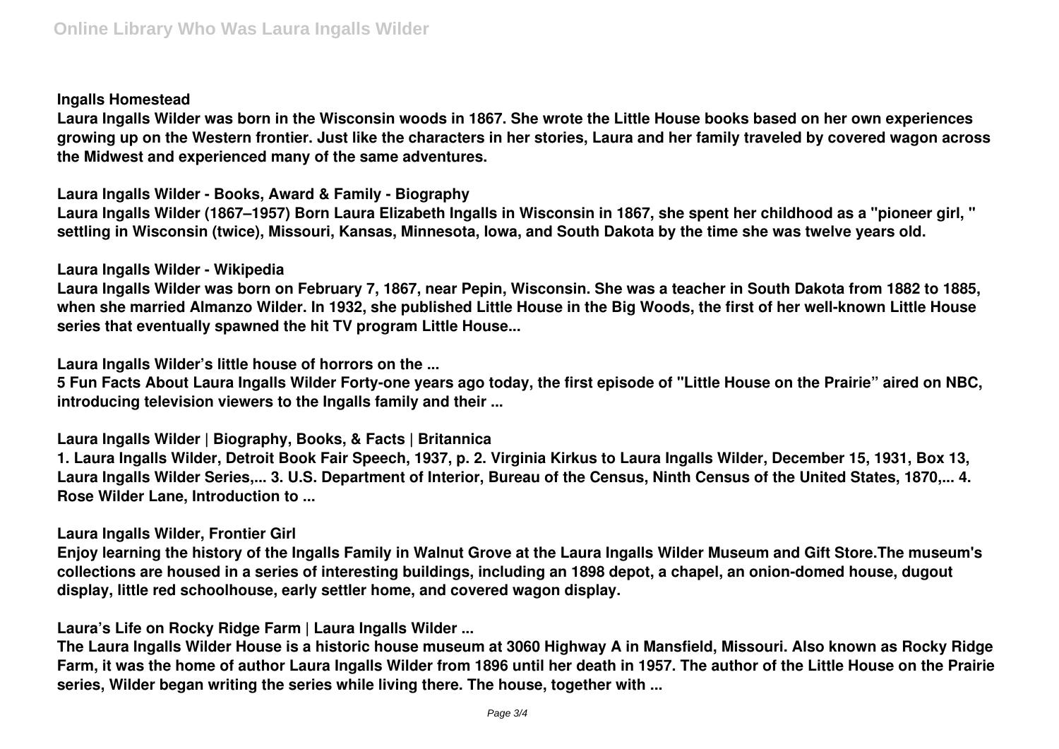**Ingalls Homestead**

**Laura Ingalls Wilder was born in the Wisconsin woods in 1867. She wrote the Little House books based on her own experiences growing up on the Western frontier. Just like the characters in her stories, Laura and her family traveled by covered wagon across the Midwest and experienced many of the same adventures.**

**Laura Ingalls Wilder - Books, Award & Family - Biography**

**Laura Ingalls Wilder (1867–1957) Born Laura Elizabeth Ingalls in Wisconsin in 1867, she spent her childhood as a "pioneer girl, " settling in Wisconsin (twice), Missouri, Kansas, Minnesota, Iowa, and South Dakota by the time she was twelve years old.**

**Laura Ingalls Wilder - Wikipedia**

**Laura Ingalls Wilder was born on February 7, 1867, near Pepin, Wisconsin. She was a teacher in South Dakota from 1882 to 1885, when she married Almanzo Wilder. In 1932, she published Little House in the Big Woods, the first of her well-known Little House series that eventually spawned the hit TV program Little House...**

**Laura Ingalls Wilder's little house of horrors on the ...**

**5 Fun Facts About Laura Ingalls Wilder Forty-one years ago today, the first episode of "Little House on the Prairie" aired on NBC, introducing television viewers to the Ingalls family and their ...**

**Laura Ingalls Wilder | Biography, Books, & Facts | Britannica**

**1. Laura Ingalls Wilder, Detroit Book Fair Speech, 1937, p. 2. Virginia Kirkus to Laura Ingalls Wilder, December 15, 1931, Box 13, Laura Ingalls Wilder Series,... 3. U.S. Department of Interior, Bureau of the Census, Ninth Census of the United States, 1870,... 4. Rose Wilder Lane, Introduction to ...**

**Laura Ingalls Wilder, Frontier Girl**

**Enjoy learning the history of the Ingalls Family in Walnut Grove at the Laura Ingalls Wilder Museum and Gift Store.The museum's collections are housed in a series of interesting buildings, including an 1898 depot, a chapel, an onion-domed house, dugout display, little red schoolhouse, early settler home, and covered wagon display.**

**Laura's Life on Rocky Ridge Farm | Laura Ingalls Wilder ...**

**The Laura Ingalls Wilder House is a historic house museum at 3060 Highway A in Mansfield, Missouri. Also known as Rocky Ridge Farm, it was the home of author Laura Ingalls Wilder from 1896 until her death in 1957. The author of the Little House on the Prairie series, Wilder began writing the series while living there. The house, together with ...**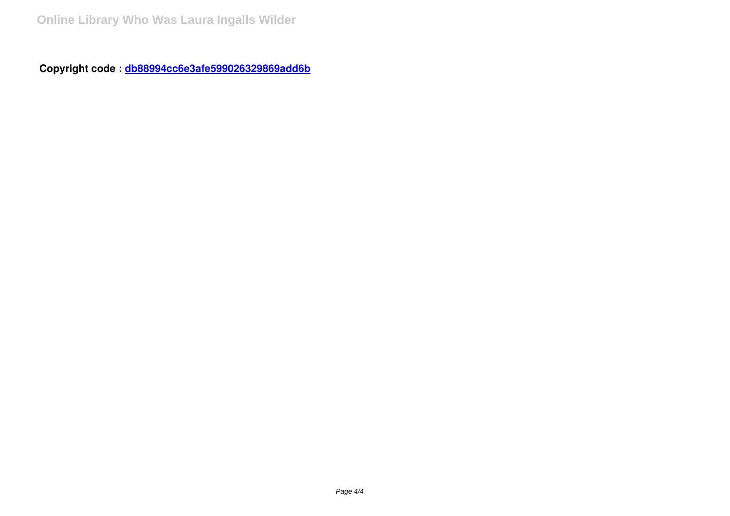**Copyright code : db88994cc6e3afe599026329869add6b**